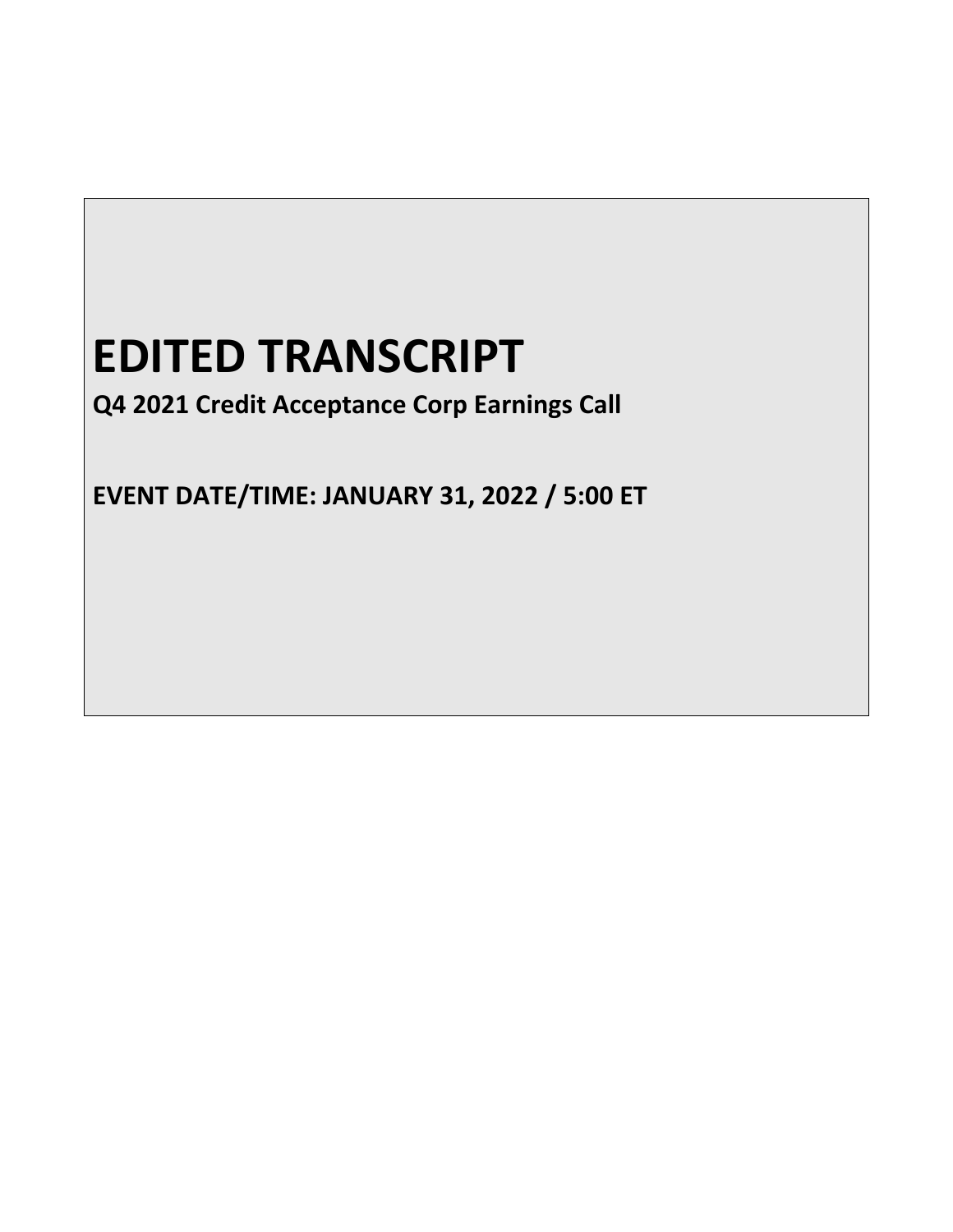# EDITED TRANSCRIPT

**Q4 2021 Credit Acceptance Corp Earnings Call**

**EVENT DATE/TIME: JANUARY 31, 2022 / 5:00 ET**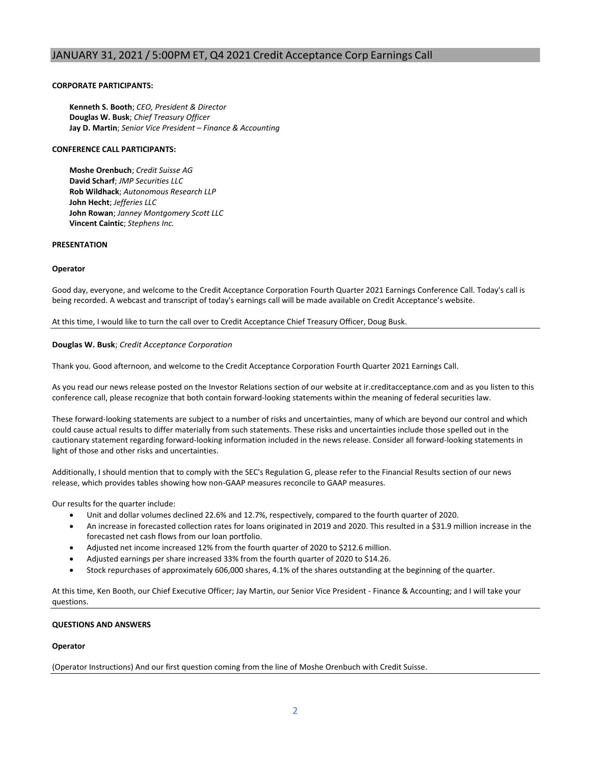## JANUARY 31, 2021 / 5:00PM ET, Q4 2021 Credit Acceptance Corp Earnings Call

**CORPORATE PARTICIPANTS:**

**Kenneth S. Booth**; *CEO, President & Director*
**Douglas W. Busk**; *Chief Treasury Officer*
**Jay D. Martin**; *Senior Vice President – Finance & Accounting*

**CONFERENCE CALL PARTICIPANTS:**

**Moshe Orenbuch**; *Credit Suisse AG*
**David Scharf**; *JMP Securities LLC*
**Rob Wildhack**; *Autonomous Research LLP*
**John Hecht**; *Jefferies LLC*
**John Rowan**; *Janney Montgomery Scott LLC*
**Vincent Caintic**; *Stephens Inc.*

**PRESENTATION**

**Operator**

Good day, everyone, and welcome to the Credit Acceptance Corporation Fourth Quarter 2021 Earnings Conference Call. Today's call is being recorded. A webcast and transcript of today's earnings call will be made available on Credit Acceptance's website.

At this time, I would like to turn the call over to Credit Acceptance Chief Treasury Officer, Doug Busk.

---

**Douglas W. Busk**; *Credit Acceptance Corporation*

Thank you. Good afternoon, and welcome to the Credit Acceptance Corporation Fourth Quarter 2021 Earnings Call.

As you read our news release posted on the Investor Relations section of our website at ir.creditacceptance.com and as you listen to this conference call, please recognize that both contain forward-looking statements within the meaning of federal securities law.

These forward-looking statements are subject to a number of risks and uncertainties, many of which are beyond our control and which could cause actual results to differ materially from such statements. These risks and uncertainties include those spelled out in the cautionary statement regarding forward-looking information included in the news release. Consider all forward-looking statements in light of those and other risks and uncertainties.

Additionally, I should mention that to comply with the SEC's Regulation G, please refer to the Financial Results section of our news release, which provides tables showing how non-GAAP measures reconcile to GAAP measures.

Our results for the quarter include:

- Unit and dollar volumes declined 22.6% and 12.7%, respectively, compared to the fourth quarter of 2020.
- An increase in forecasted collection rates for loans originated in 2019 and 2020. This resulted in a $31.9 million increase in the forecasted net cash flows from our loan portfolio.
- Adjusted net income increased 12% from the fourth quarter of 2020 to $212.6 million.
- Adjusted earnings per share increased 33% from the fourth quarter of 2020 to $14.26.
- Stock repurchases of approximately 606,000 shares, 4.1% of the shares outstanding at the beginning of the quarter.

At this time, Ken Booth, our Chief Executive Officer; Jay Martin, our Senior Vice President - Finance & Accounting; and I will take your questions.

---

**QUESTIONS AND ANSWERS**

**Operator**

(Operator Instructions) And our first question coming from the line of Moshe Orenbuch with Credit Suisse.

---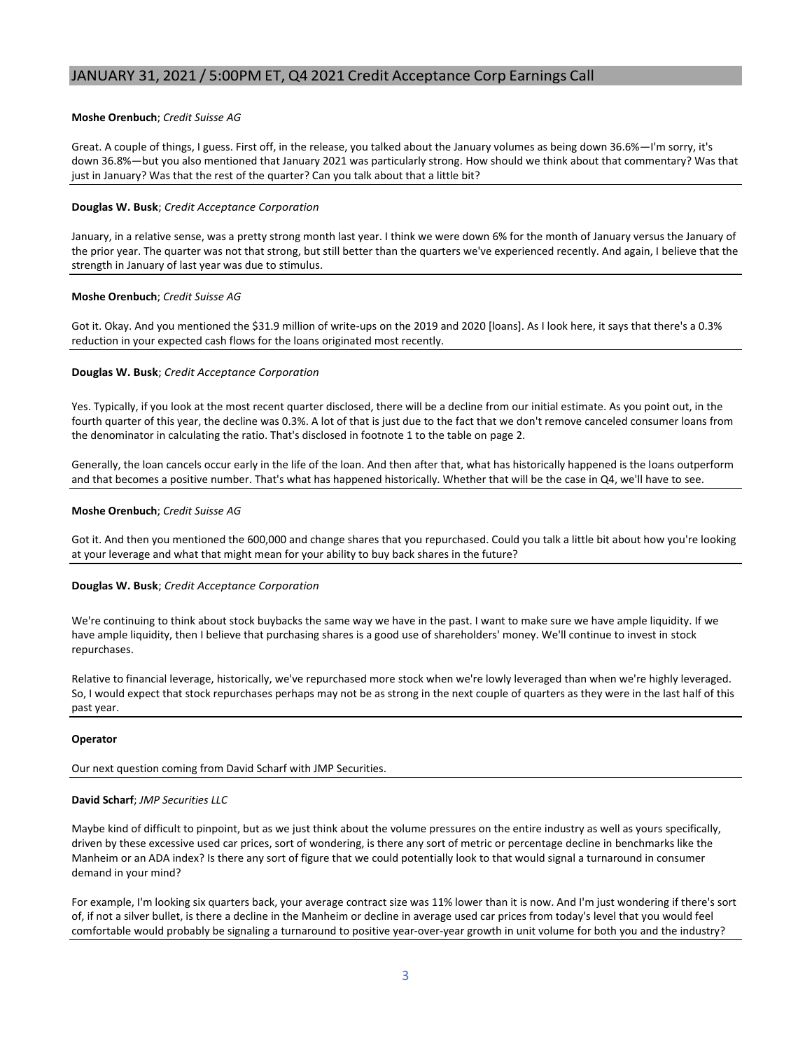**Moshe Orenbuch**; *Credit Suisse AG*

Great. A couple of things, I guess. First off, in the release, you talked about the January volumes as being down 36.6%—I'm sorry, it's down 36.8%—but you also mentioned that January 2021 was particularly strong. How should we think about that commentary? Was that just in January? Was that the rest of the quarter? Can you talk about that a little bit?

**Douglas W. Busk**; *Credit Acceptance Corporation*

January, in a relative sense, was a pretty strong month last year. I think we were down 6% for the month of January versus the January of the prior year. The quarter was not that strong, but still better than the quarters we've experienced recently. And again, I believe that the strength in January of last year was due to stimulus.

**Moshe Orenbuch**; *Credit Suisse AG*

Got it. Okay. And you mentioned the $31.9 million of write-ups on the 2019 and 2020 [loans]. As I look here, it says that there's a 0.3% reduction in your expected cash flows for the loans originated most recently.

**Douglas W. Busk**; *Credit Acceptance Corporation*

Yes. Typically, if you look at the most recent quarter disclosed, there will be a decline from our initial estimate. As you point out, in the fourth quarter of this year, the decline was 0.3%. A lot of that is just due to the fact that we don't remove canceled consumer loans from the denominator in calculating the ratio. That's disclosed in footnote 1 to the table on page 2.

Generally, the loan cancels occur early in the life of the loan. And then after that, what has historically happened is the loans outperform and that becomes a positive number. That's what has happened historically. Whether that will be the case in Q4, we'll have to see.

**Moshe Orenbuch**; *Credit Suisse AG*

Got it. And then you mentioned the 600,000 and change shares that you repurchased. Could you talk a little bit about how you're looking at your leverage and what that might mean for your ability to buy back shares in the future?

**Douglas W. Busk**; *Credit Acceptance Corporation*

We're continuing to think about stock buybacks the same way we have in the past. I want to make sure we have ample liquidity. If we have ample liquidity, then I believe that purchasing shares is a good use of shareholders' money. We'll continue to invest in stock repurchases.

Relative to financial leverage, historically, we've repurchased more stock when we're lowly leveraged than when we're highly leveraged. So, I would expect that stock repurchases perhaps may not be as strong in the next couple of quarters as they were in the last half of this past year.

**Operator**

Our next question coming from David Scharf with JMP Securities.

**David Scharf**; *JMP Securities LLC*

Maybe kind of difficult to pinpoint, but as we just think about the volume pressures on the entire industry as well as yours specifically, driven by these excessive used car prices, sort of wondering, is there any sort of metric or percentage decline in benchmarks like the Manheim or an ADA index? Is there any sort of figure that we could potentially look to that would signal a turnaround in consumer demand in your mind?

For example, I'm looking six quarters back, your average contract size was 11% lower than it is now. And I'm just wondering if there's sort of, if not a silver bullet, is there a decline in the Manheim or decline in average used car prices from today's level that you would feel comfortable would probably be signaling a turnaround to positive year-over-year growth in unit volume for both you and the industry?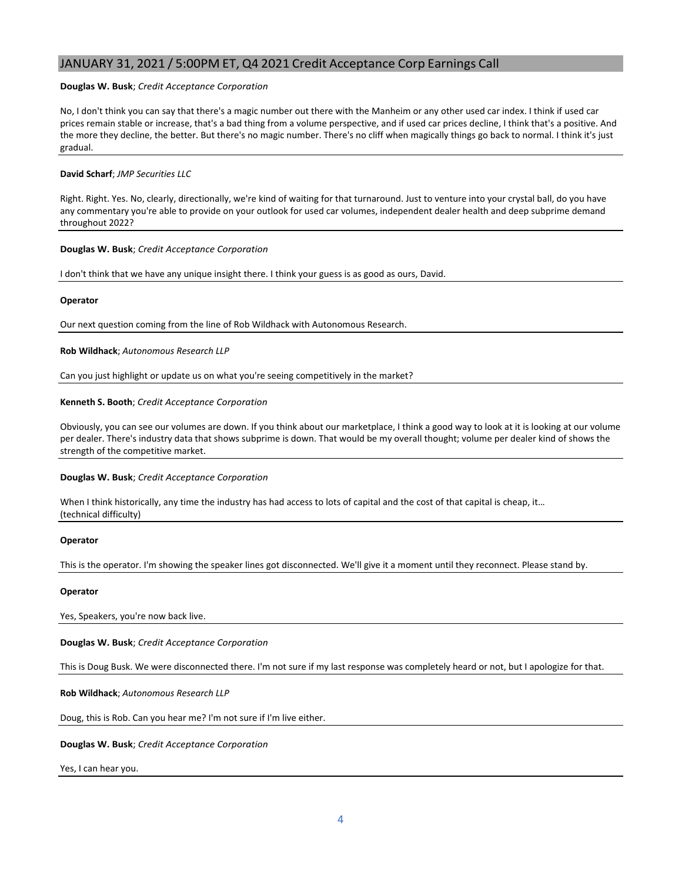**Douglas W. Busk**; *Credit Acceptance Corporation*

No, I don't think you can say that there's a magic number out there with the Manheim or any other used car index. I think if used car prices remain stable or increase, that's a bad thing from a volume perspective, and if used car prices decline, I think that's a positive. And the more they decline, the better. But there's no magic number. There's no cliff when magically things go back to normal. I think it's just gradual.

**David Scharf**; *JMP Securities LLC*

Right. Right. Yes. No, clearly, directionally, we're kind of waiting for that turnaround. Just to venture into your crystal ball, do you have any commentary you're able to provide on your outlook for used car volumes, independent dealer health and deep subprime demand throughout 2022?

**Douglas W. Busk**; *Credit Acceptance Corporation*

I don't think that we have any unique insight there. I think your guess is as good as ours, David.

**Operator**

Our next question coming from the line of Rob Wildhack with Autonomous Research.

**Rob Wildhack**; *Autonomous Research LLP*

Can you just highlight or update us on what you're seeing competitively in the market?

**Kenneth S. Booth**; *Credit Acceptance Corporation*

Obviously, you can see our volumes are down. If you think about our marketplace, I think a good way to look at it is looking at our volume per dealer. There's industry data that shows subprime is down. That would be my overall thought; volume per dealer kind of shows the strength of the competitive market.

**Douglas W. Busk**; *Credit Acceptance Corporation*

When I think historically, any time the industry has had access to lots of capital and the cost of that capital is cheap, it… (technical difficulty)

**Operator**

This is the operator. I'm showing the speaker lines got disconnected. We'll give it a moment until they reconnect. Please stand by.

**Operator**

Yes, Speakers, you're now back live.

**Douglas W. Busk**; *Credit Acceptance Corporation*

This is Doug Busk. We were disconnected there. I'm not sure if my last response was completely heard or not, but I apologize for that.

**Rob Wildhack**; *Autonomous Research LLP*

Doug, this is Rob. Can you hear me? I'm not sure if I'm live either.

**Douglas W. Busk**; *Credit Acceptance Corporation*

Yes, I can hear you.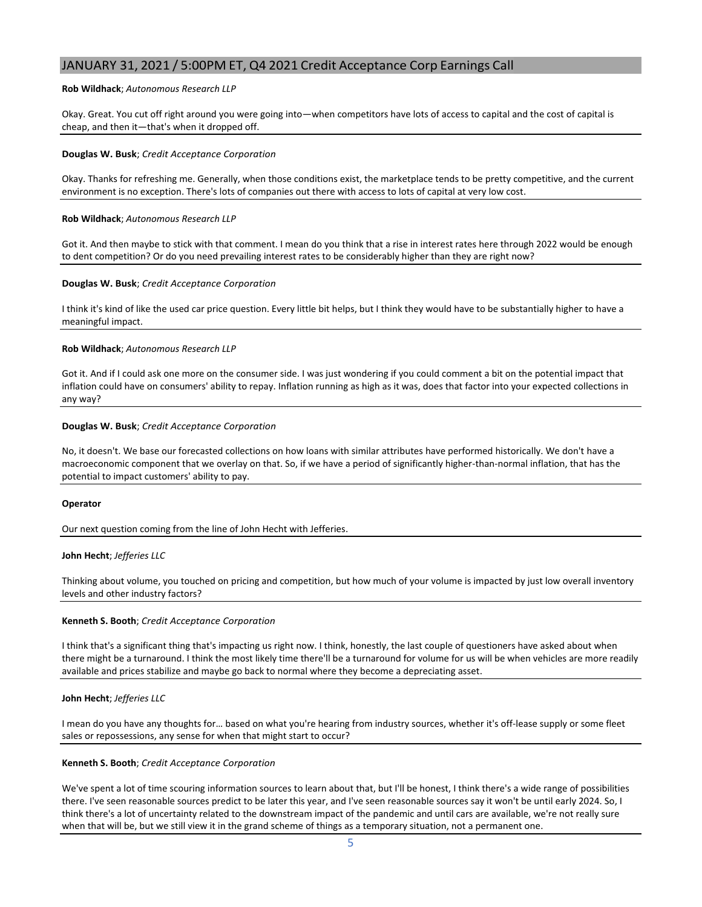**Rob Wildhack**; *Autonomous Research LLP*

Okay. Great. You cut off right around you were going into—when competitors have lots of access to capital and the cost of capital is cheap, and then it—that's when it dropped off.

**Douglas W. Busk**; *Credit Acceptance Corporation*

Okay. Thanks for refreshing me. Generally, when those conditions exist, the marketplace tends to be pretty competitive, and the current environment is no exception. There's lots of companies out there with access to lots of capital at very low cost.

**Rob Wildhack**; *Autonomous Research LLP*

Got it. And then maybe to stick with that comment. I mean do you think that a rise in interest rates here through 2022 would be enough to dent competition? Or do you need prevailing interest rates to be considerably higher than they are right now?

**Douglas W. Busk**; *Credit Acceptance Corporation*

I think it's kind of like the used car price question. Every little bit helps, but I think they would have to be substantially higher to have a meaningful impact.

**Rob Wildhack**; *Autonomous Research LLP*

Got it. And if I could ask one more on the consumer side. I was just wondering if you could comment a bit on the potential impact that inflation could have on consumers' ability to repay. Inflation running as high as it was, does that factor into your expected collections in any way?

**Douglas W. Busk**; *Credit Acceptance Corporation*

No, it doesn't. We base our forecasted collections on how loans with similar attributes have performed historically. We don't have a macroeconomic component that we overlay on that. So, if we have a period of significantly higher-than-normal inflation, that has the potential to impact customers' ability to pay.

**Operator**

Our next question coming from the line of John Hecht with Jefferies.

**John Hecht**; *Jefferies LLC*

Thinking about volume, you touched on pricing and competition, but how much of your volume is impacted by just low overall inventory levels and other industry factors?

**Kenneth S. Booth**; *Credit Acceptance Corporation*

I think that's a significant thing that's impacting us right now. I think, honestly, the last couple of questioners have asked about when there might be a turnaround. I think the most likely time there'll be a turnaround for volume for us will be when vehicles are more readily available and prices stabilize and maybe go back to normal where they become a depreciating asset.

**John Hecht**; *Jefferies LLC*

I mean do you have any thoughts for… based on what you're hearing from industry sources, whether it's off-lease supply or some fleet sales or repossessions, any sense for when that might start to occur?

**Kenneth S. Booth**; *Credit Acceptance Corporation*

We've spent a lot of time scouring information sources to learn about that, but I'll be honest, I think there's a wide range of possibilities there. I've seen reasonable sources predict to be later this year, and I've seen reasonable sources say it won't be until early 2024. So, I think there's a lot of uncertainty related to the downstream impact of the pandemic and until cars are available, we're not really sure when that will be, but we still view it in the grand scheme of things as a temporary situation, not a permanent one.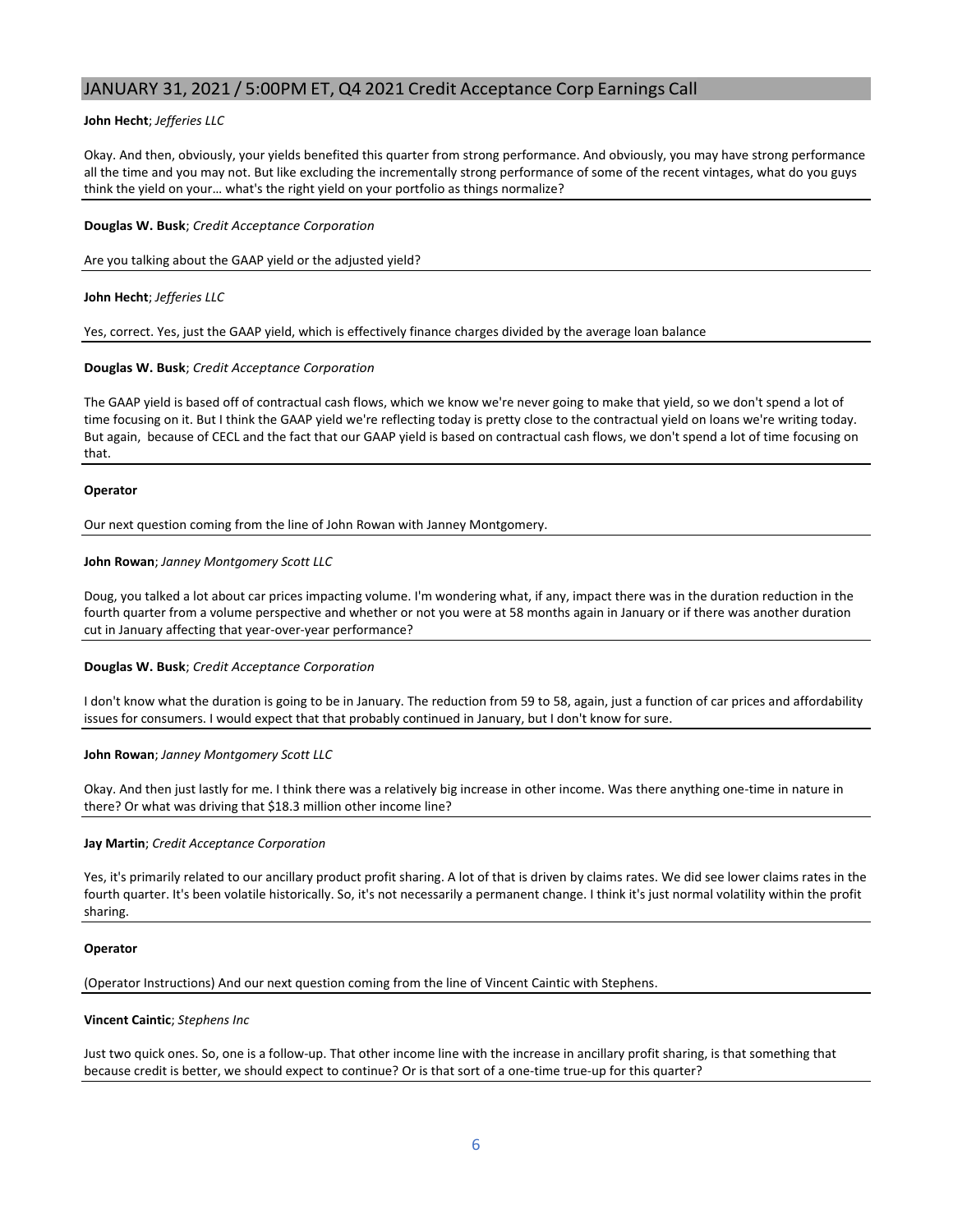**John Hecht**; *Jefferies LLC*

Okay. And then, obviously, your yields benefited this quarter from strong performance. And obviously, you may have strong performance all the time and you may not. But like excluding the incrementally strong performance of some of the recent vintages, what do you guys think the yield on your… what's the right yield on your portfolio as things normalize?

**Douglas W. Busk**; *Credit Acceptance Corporation*

Are you talking about the GAAP yield or the adjusted yield?

**John Hecht**; *Jefferies LLC*

Yes, correct. Yes, just the GAAP yield, which is effectively finance charges divided by the average loan balance

**Douglas W. Busk**; *Credit Acceptance Corporation*

The GAAP yield is based off of contractual cash flows, which we know we're never going to make that yield, so we don't spend a lot of time focusing on it. But I think the GAAP yield we're reflecting today is pretty close to the contractual yield on loans we're writing today. But again, because of CECL and the fact that our GAAP yield is based on contractual cash flows, we don't spend a lot of time focusing on that.

**Operator**

Our next question coming from the line of John Rowan with Janney Montgomery.

**John Rowan**; *Janney Montgomery Scott LLC*

Doug, you talked a lot about car prices impacting volume. I'm wondering what, if any, impact there was in the duration reduction in the fourth quarter from a volume perspective and whether or not you were at 58 months again in January or if there was another duration cut in January affecting that year-over-year performance?

**Douglas W. Busk**; *Credit Acceptance Corporation*

I don't know what the duration is going to be in January. The reduction from 59 to 58, again, just a function of car prices and affordability issues for consumers. I would expect that that probably continued in January, but I don't know for sure.

**John Rowan**; *Janney Montgomery Scott LLC*

Okay. And then just lastly for me. I think there was a relatively big increase in other income. Was there anything one-time in nature in there? Or what was driving that $18.3 million other income line?

**Jay Martin**; *Credit Acceptance Corporation*

Yes, it's primarily related to our ancillary product profit sharing. A lot of that is driven by claims rates. We did see lower claims rates in the fourth quarter. It's been volatile historically. So, it's not necessarily a permanent change. I think it's just normal volatility within the profit sharing.

**Operator**

(Operator Instructions) And our next question coming from the line of Vincent Caintic with Stephens.

**Vincent Caintic**; *Stephens Inc*

Just two quick ones. So, one is a follow-up. That other income line with the increase in ancillary profit sharing, is that something that because credit is better, we should expect to continue? Or is that sort of a one-time true-up for this quarter?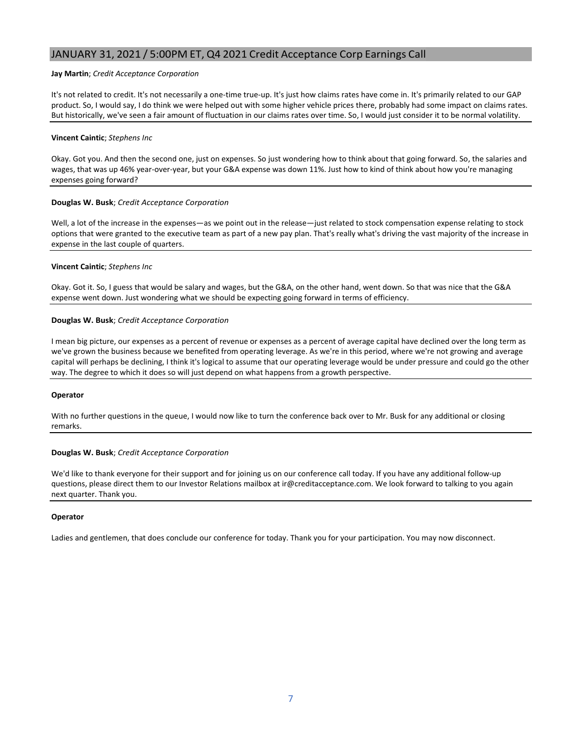**Jay Martin**; *Credit Acceptance Corporation*

It's not related to credit. It's not necessarily a one-time true-up. It's just how claims rates have come in. It's primarily related to our GAP product. So, I would say, I do think we were helped out with some higher vehicle prices there, probably had some impact on claims rates. But historically, we've seen a fair amount of fluctuation in our claims rates over time. So, I would just consider it to be normal volatility.

**Vincent Caintic**; *Stephens Inc*

Okay. Got you. And then the second one, just on expenses. So just wondering how to think about that going forward. So, the salaries and wages, that was up 46% year-over-year, but your G&A expense was down 11%. Just how to kind of think about how you're managing expenses going forward?

**Douglas W. Busk**; *Credit Acceptance Corporation*

Well, a lot of the increase in the expenses—as we point out in the release—just related to stock compensation expense relating to stock options that were granted to the executive team as part of a new pay plan. That's really what's driving the vast majority of the increase in expense in the last couple of quarters.

**Vincent Caintic**; *Stephens Inc*

Okay. Got it. So, I guess that would be salary and wages, but the G&A, on the other hand, went down. So that was nice that the G&A expense went down. Just wondering what we should be expecting going forward in terms of efficiency.

**Douglas W. Busk**; *Credit Acceptance Corporation*

I mean big picture, our expenses as a percent of revenue or expenses as a percent of average capital have declined over the long term as we've grown the business because we benefited from operating leverage. As we're in this period, where we're not growing and average capital will perhaps be declining, I think it's logical to assume that our operating leverage would be under pressure and could go the other way. The degree to which it does so will just depend on what happens from a growth perspective.

**Operator**

With no further questions in the queue, I would now like to turn the conference back over to Mr. Busk for any additional or closing remarks.

**Douglas W. Busk**; *Credit Acceptance Corporation*

We'd like to thank everyone for their support and for joining us on our conference call today. If you have any additional follow-up questions, please direct them to our Investor Relations mailbox at ir@creditacceptance.com. We look forward to talking to you again next quarter. Thank you.

**Operator**

Ladies and gentlemen, that does conclude our conference for today. Thank you for your participation. You may now disconnect.